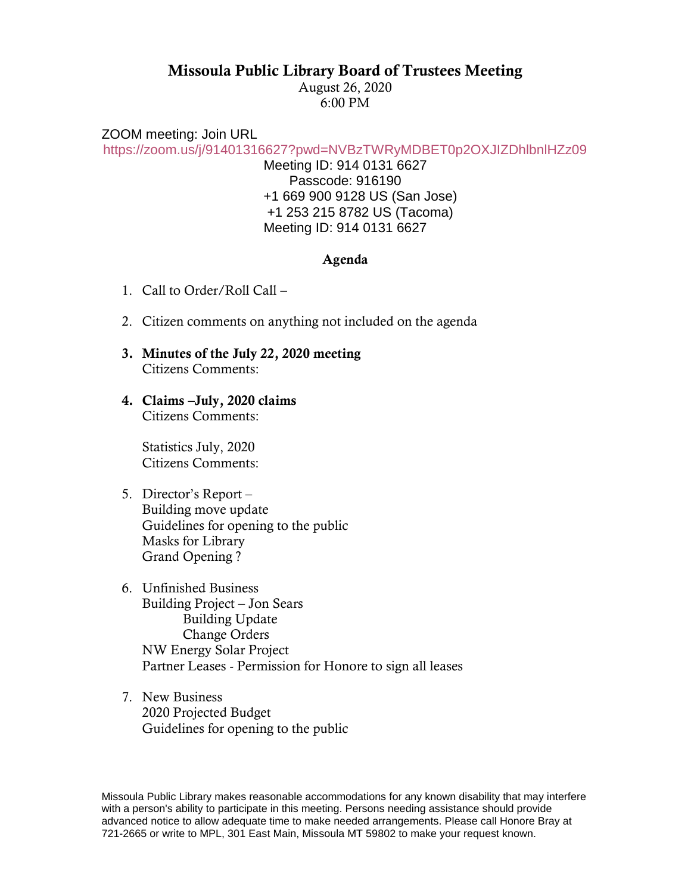# Missoula Public Library Board of Trustees Meeting

August 26, 2020
6:00 PM

ZOOM meeting: Join URL
https://zoom.us/j/91401316627?pwd=NVBzTWRyMDBET0p2OXJIZDhlbnlHZz09

Meeting ID: 914 0131 6627
Passcode: 916190
+1 669 900 9128 US (San Jose)
+1 253 215 8782 US (Tacoma)
Meeting ID: 914 0131 6627

## Agenda

1. Call to Order/Roll Call –

2. Citizen comments on anything not included on the agenda

3. **Minutes of the July 22, 2020 meeting**
   Citizens Comments:

4. **Claims –July, 2020 claims**
   Citizens Comments:

   Statistics July, 2020
   Citizens Comments:

5. Director's Report –
   Building move update
   Guidelines for opening to the public
   Masks for Library
   Grand Opening ?

6. Unfinished Business
   Building Project – Jon Sears
      Building Update
      Change Orders
   NW Energy Solar Project
   Partner Leases - Permission for Honore to sign all leases

7. New Business
   2020 Projected Budget
   Guidelines for opening to the public

Missoula Public Library makes reasonable accommodations for any known disability that may interfere with a person's ability to participate in this meeting. Persons needing assistance should provide advanced notice to allow adequate time to make needed arrangements. Please call Honore Bray at 721-2665 or write to MPL, 301 East Main, Missoula MT 59802 to make your request known.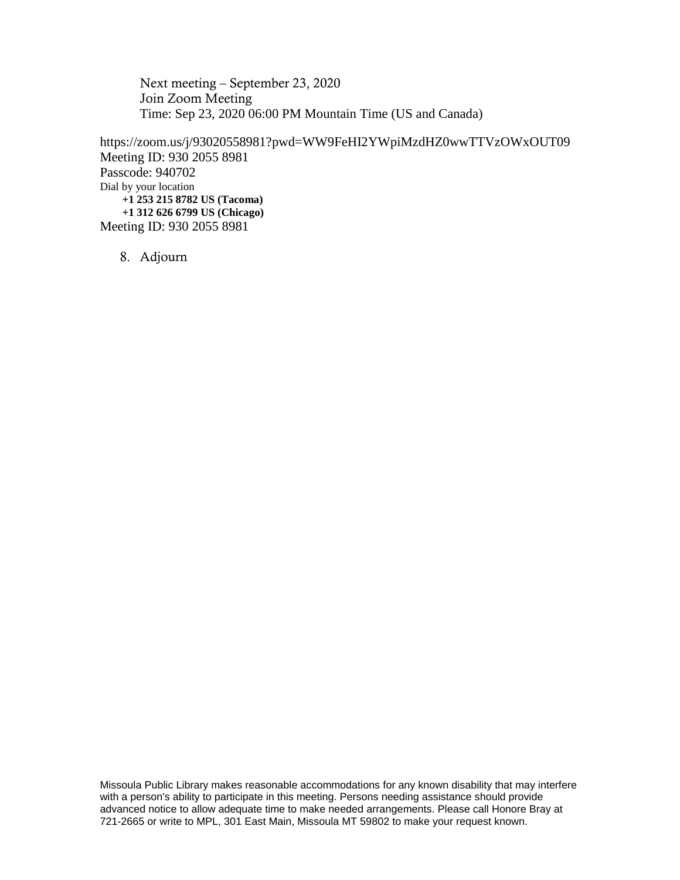Next meeting – September 23, 2020
Join Zoom Meeting
Time: Sep 23, 2020 06:00 PM Mountain Time (US and Canada)

https://zoom.us/j/93020558981?pwd=WW9FeHI2YWpiMzdHZ0wwTTVzOWxOUT09
Meeting ID: 930 2055 8981
Passcode: 940702
Dial by your location
**+1 253 215 8782 US (Tacoma)**
**+1 312 626 6799 US (Chicago)**
Meeting ID: 930 2055 8981

8. Adjourn

Missoula Public Library makes reasonable accommodations for any known disability that may interfere with a person's ability to participate in this meeting. Persons needing assistance should provide advanced notice to allow adequate time to make needed arrangements. Please call Honore Bray at 721-2665 or write to MPL, 301 East Main, Missoula MT 59802 to make your request known.